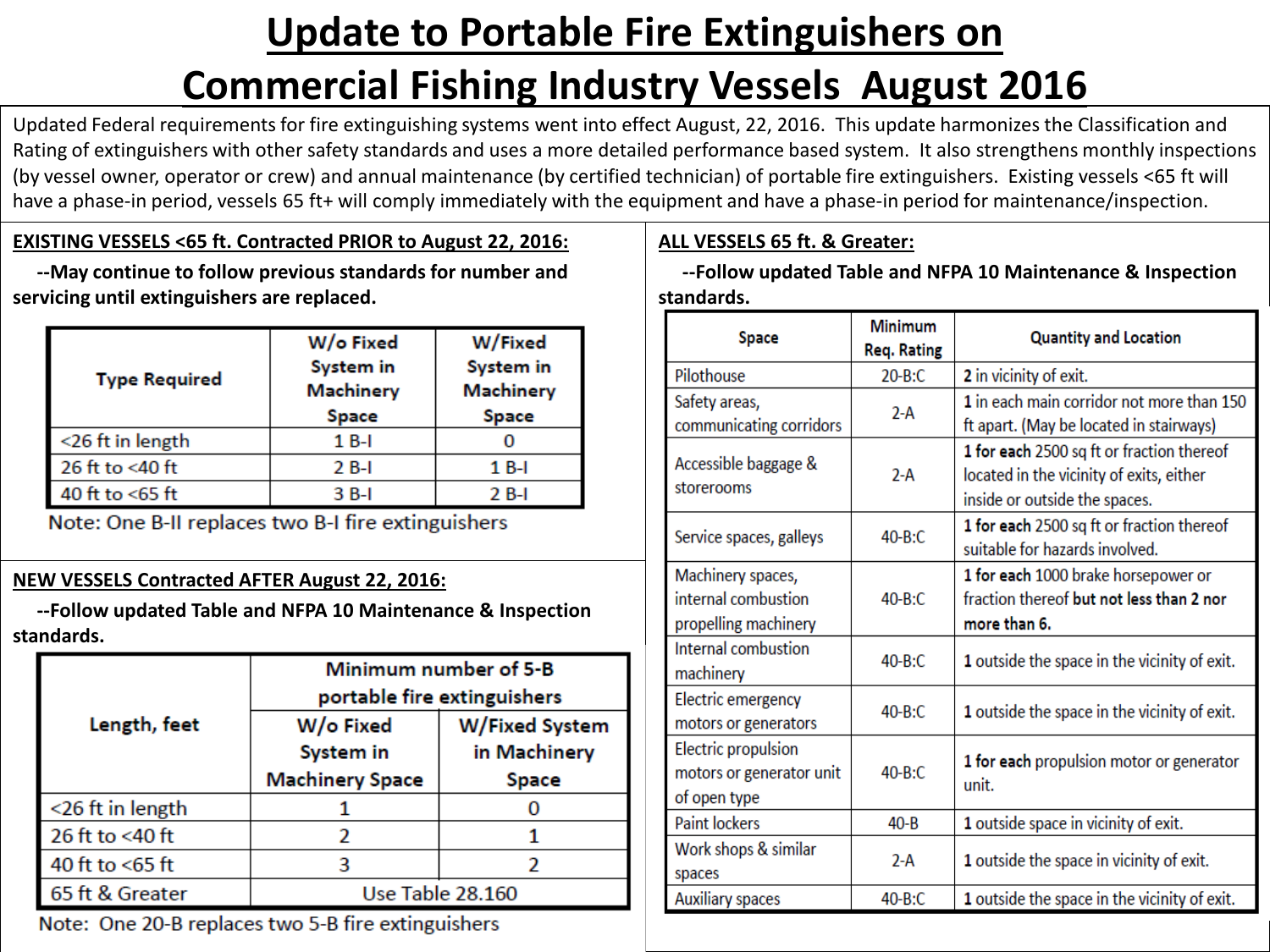# Update to Portable Fire Extinguishers on Commercial Fishing Industry Vessels August 2016

Updated Federal requirements for fire extinguishing systems went into effect August, 22, 2016. This update harmonizes the Classification and Rating of extinguishers with other safety standards and uses a more detailed performance based system. It also strengthens monthly inspections (by vessel owner, operator or crew) and annual maintenance (by certified technician) of portable fire extinguishers. Existing vessels <65 ft will have a phase-in period, vessels 65 ft+ will comply immediately with the equipment and have a phase-in period for maintenance/inspection.

## EXISTING VESSELS <65 ft. Contracted PRIOR to August 22, 2016:

**--May continue to follow previous standards for number and servicing until extinguishers are replaced.**

| Type Required | W/o Fixed System in Machinery Space | W/Fixed System in Machinery Space |
|---|---|---|
| <26 ft in length | 1 B-I | 0 |
| 26 ft to <40 ft | 2 B-I | 1 B-I |
| 40 ft to <65 ft | 3 B-I | 2 B-I |

Note: One B-II replaces two B-I fire extinguishers

## NEW VESSELS Contracted AFTER August 22, 2016:

**--Follow updated Table and NFPA 10 Maintenance & Inspection standards.**

| Length, feet | Minimum number of 5-B portable fire extinguishers | |
|---|---|---|
| | W/o Fixed System in Machinery Space | W/Fixed System in Machinery Space |
| <26 ft in length | 1 | 0 |
| 26 ft to <40 ft | 2 | 1 |
| 40 ft to <65 ft | 3 | 2 |
| 65 ft & Greater | Use Table 28.160 | |

Note: One 20-B replaces two 5-B fire extinguishers

## ALL VESSELS 65 ft. & Greater:

**--Follow updated Table and NFPA 10 Maintenance & Inspection standards.**

| Space | Minimum Req. Rating | Quantity and Location |
|---|---|---|
| Pilothouse | 20-B:C | **2** in vicinity of exit. |
| Safety areas, communicating corridors | 2-A | **1** in each main corridor not more than 150 ft apart. (May be located in stairways) |
| Accessible baggage & storerooms | 2-A | **1 for each** 2500 sq ft or fraction thereof located in the vicinity of exits, either inside or outside the spaces. |
| Service spaces, galleys | 40-B:C | **1 for each** 2500 sq ft or fraction thereof suitable for hazards involved. |
| Machinery spaces, internal combustion propelling machinery | 40-B:C | **1 for each** 1000 brake horsepower or fraction thereof **but not less than 2 nor more than 6.** |
| Internal combustion machinery | 40-B:C | **1** outside the space in the vicinity of exit. |
| Electric emergency motors or generators | 40-B:C | **1** outside the space in the vicinity of exit. |
| Electric propulsion motors or generator unit of open type | 40-B:C | **1 for each** propulsion motor or generator unit. |
| Paint lockers | 40-B | **1** outside space in vicinity of exit. |
| Work shops & similar spaces | 2-A | **1** outside the space in vicinity of exit. |
| Auxiliary spaces | 40-B:C | **1** outside the space in the vicinity of exit. |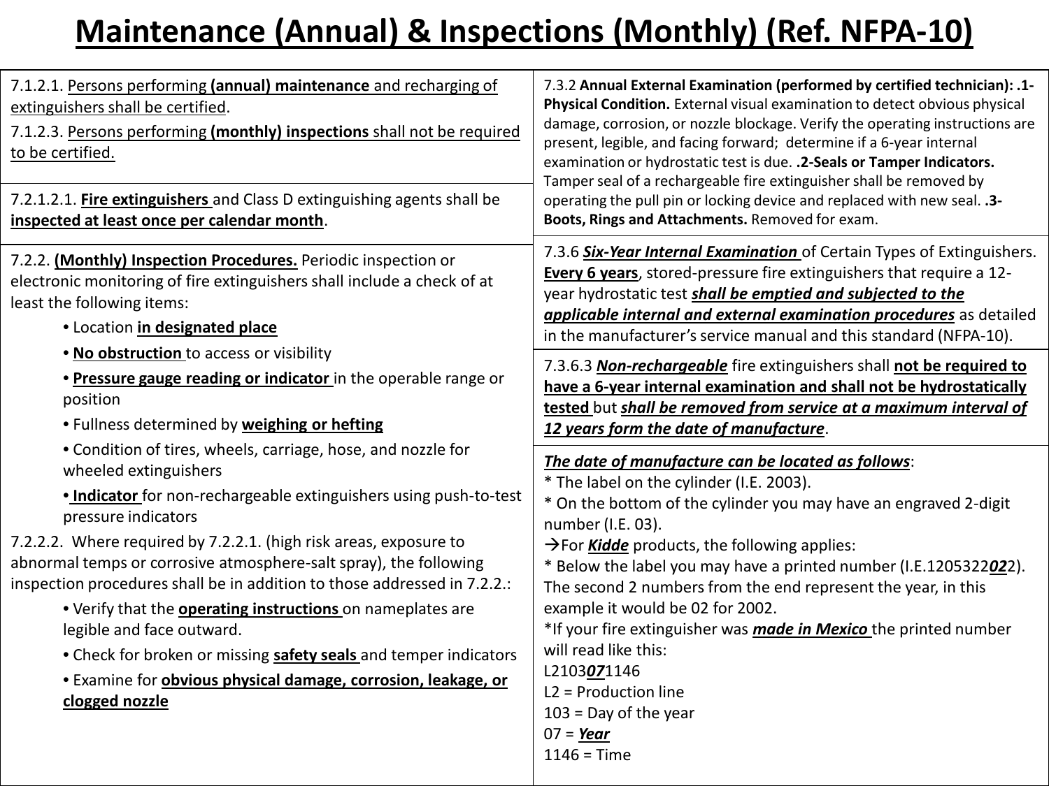# Maintenance (Annual) & Inspections (Monthly) (Ref. NFPA-10)

7.1.2.1. Persons performing **(annual) maintenance** and recharging of extinguishers shall be certified.

7.1.2.3. Persons performing **(monthly) inspections** shall not be required to be certified.

7.2.1.2.1. **Fire extinguishers** and Class D extinguishing agents shall be **inspected at least once per calendar month**.

7.2.2. **(Monthly) Inspection Procedures.** Periodic inspection or electronic monitoring of fire extinguishers shall include a check of at least the following items:

- Location **in designated place**
- **No obstruction** to access or visibility
- **Pressure gauge reading or indicator** in the operable range or position
- Fullness determined by **weighing or hefting**
- Condition of tires, wheels, carriage, hose, and nozzle for wheeled extinguishers
- **Indicator** for non-rechargeable extinguishers using push-to-test pressure indicators

7.2.2.2. Where required by 7.2.2.1. (high risk areas, exposure to abnormal temps or corrosive atmosphere-salt spray), the following inspection procedures shall be in addition to those addressed in 7.2.2.:

- Verify that the **operating instructions** on nameplates are legible and face outward.
- Check for broken or missing **safety seals** and temper indicators
- Examine for **obvious physical damage, corrosion, leakage, or clogged nozzle**

7.3.2 **Annual External Examination (performed by certified technician): .1-Physical Condition.** External visual examination to detect obvious physical damage, corrosion, or nozzle blockage. Verify the operating instructions are present, legible, and facing forward; determine if a 6-year internal examination or hydrostatic test is due. **.2-Seals or Tamper Indicators.** Tamper seal of a rechargeable fire extinguisher shall be removed by operating the pull pin or locking device and replaced with new seal. **.3-Boots, Rings and Attachments.** Removed for exam.

7.3.6 ***Six-Year Internal Examination*** of Certain Types of Extinguishers. **Every 6 years**, stored-pressure fire extinguishers that require a 12-year hydrostatic test ***shall be emptied and subjected to the applicable internal and external examination procedures*** as detailed in the manufacturer's service manual and this standard (NFPA-10).

7.3.6.3 ***Non-rechargeable*** fire extinguishers shall **not be required to have a 6-year internal examination and shall not be hydrostatically tested** but ***shall be removed from service at a maximum interval of 12 years form the date of manufacture***.

***The date of manufacture can be located as follows***:

* The label on the cylinder (I.E. 2003).
* On the bottom of the cylinder you may have an engraved 2-digit number (I.E. 03).

→For ***Kidde*** products, the following applies:

* Below the label you may have a printed number (I.E.1205322***02***2). The second 2 numbers from the end represent the year, in this example it would be 02 for 2002.
*If your fire extinguisher was ***made in Mexico*** the printed number will read like this:

L2103***07***1146
L2 = Production line
103 = Day of the year
07 = ***Year***
1146 = Time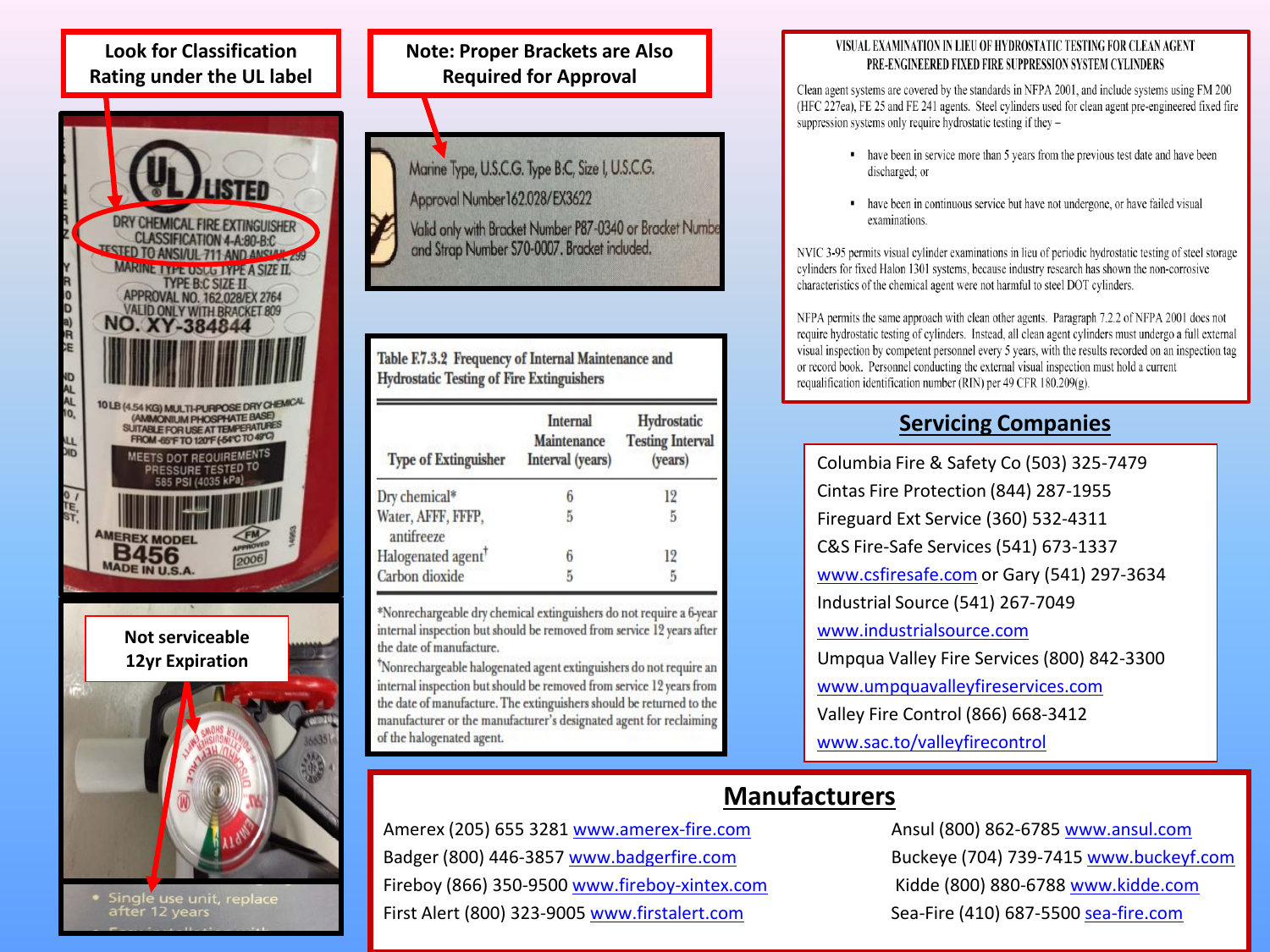**Look for Classification Rating under the UL label**

UL LISTED
DRY CHEMICAL FIRE EXTINGUISHER
CLASSIFICATION 4-A:80-B:C
TESTED TO ANSI/UL-711 AND ANSI/UL 299
MARINE TYPE USCG TYPE A SIZE II,
TYPE B:C SIZE II
APPROVAL NO. 162.028/EX 2764
VALID ONLY WITH BRACKET 809
NO. XY-384844

10 LB (4.54 KG) MULTI-PURPOSE DRY CHEMICAL (AMMONIUM PHOSPHATE BASE) SUITABLE FOR USE AT TEMPERATURES FROM -65°F TO 120°F (-54°C TO 49°C)

MEETS DOT REQUIREMENTS PRESSURE TESTED TO 585 PSI (4035 kPa)

AMEREX MODEL B456 MADE IN U.S.A.

FM APPROVED 2006

**Note: Proper Brackets are Also Required for Approval**

Marine Type, U.S.C.G. Type B:C, Size I, U.S.C.G. Approval Number 162.028/EX3622
Valid only with Bracket Number P87-0340 or Bracket Numbe and Strap Number S70-0007. Bracket included.

**Not serviceable 12yr Expiration**

- Single use unit, replace after 12 years

Table F.7.3.2 Frequency of Internal Maintenance and Hydrostatic Testing of Fire Extinguishers

| Type of Extinguisher | Internal Maintenance Interval (years) | Hydrostatic Testing Interval (years) |
|---|---|---|
| Dry chemical* | 6 | 12 |
| Water, AFFF, FFFP, antifreeze | 5 | 5 |
| Halogenated agent† | 6 | 12 |
| Carbon dioxide | 5 | 5 |

*Nonrechargeable dry chemical extinguishers do not require a 6-year internal inspection but should be removed from service 12 years after the date of manufacture.

†Nonrechargeable halogenated agent extinguishers do not require an internal inspection but should be removed from service 12 years from the date of manufacture. The extinguishers should be returned to the manufacturer or the manufacturer's designated agent for reclaiming of the halogenated agent.

## VISUAL EXAMINATION IN LIEU OF HYDROSTATIC TESTING FOR CLEAN AGENT PRE-ENGINEERED FIXED FIRE SUPPRESSION SYSTEM CYLINDERS

Clean agent systems are covered by the standards in NFPA 2001, and include systems using FM 200 (HFC 227ea), FE 25 and FE 241 agents. Steel cylinders used for clean agent pre-engineered fixed fire suppression systems only require hydrostatic testing if they –

- have been in service more than 5 years from the previous test date and have been discharged; or
- have been in continuous service but have not undergone, or have failed visual examinations.

NVIC 3-95 permits visual cylinder examinations in lieu of periodic hydrostatic testing of steel storage cylinders for fixed Halon 1301 systems, because industry research has shown the non-corrosive characteristics of the chemical agent were not harmful to steel DOT cylinders.

NFPA permits the same approach with clean other agents. Paragraph 7.2.2 of NFPA 2001 does not require hydrostatic testing of cylinders. Instead, all clean agent cylinders must undergo a full external visual inspection by competent personnel every 5 years, with the results recorded on an inspection tag or record book. Personnel conducting the external visual inspection must hold a current requalification identification number (RIN) per 49 CFR 180.209(g).

## Servicing Companies

Columbia Fire & Safety Co (503) 325-7479
Cintas Fire Protection (844) 287-1955
Fireguard Ext Service (360) 532-4311
C&S Fire-Safe Services (541) 673-1337
www.csfiresafe.com or Gary (541) 297-3634
Industrial Source (541) 267-7049
www.industrialsource.com
Umpqua Valley Fire Services (800) 842-3300
www.umpquavalleyfireservices.com
Valley Fire Control (866) 668-3412
www.sac.to/valleyfirecontrol

## Manufacturers

Amerex (205) 655 3281 www.amerex-fire.com
Badger (800) 446-3857 www.badgerfire.com
Fireboy (866) 350-9500 www.fireboy-xintex.com
First Alert (800) 323-9005 www.firstalert.com
Ansul (800) 862-6785 www.ansul.com
Buckeye (704) 739-7415 www.buckeyf.com
Kidde (800) 880-6788 www.kidde.com
Sea-Fire (410) 687-5500 sea-fire.com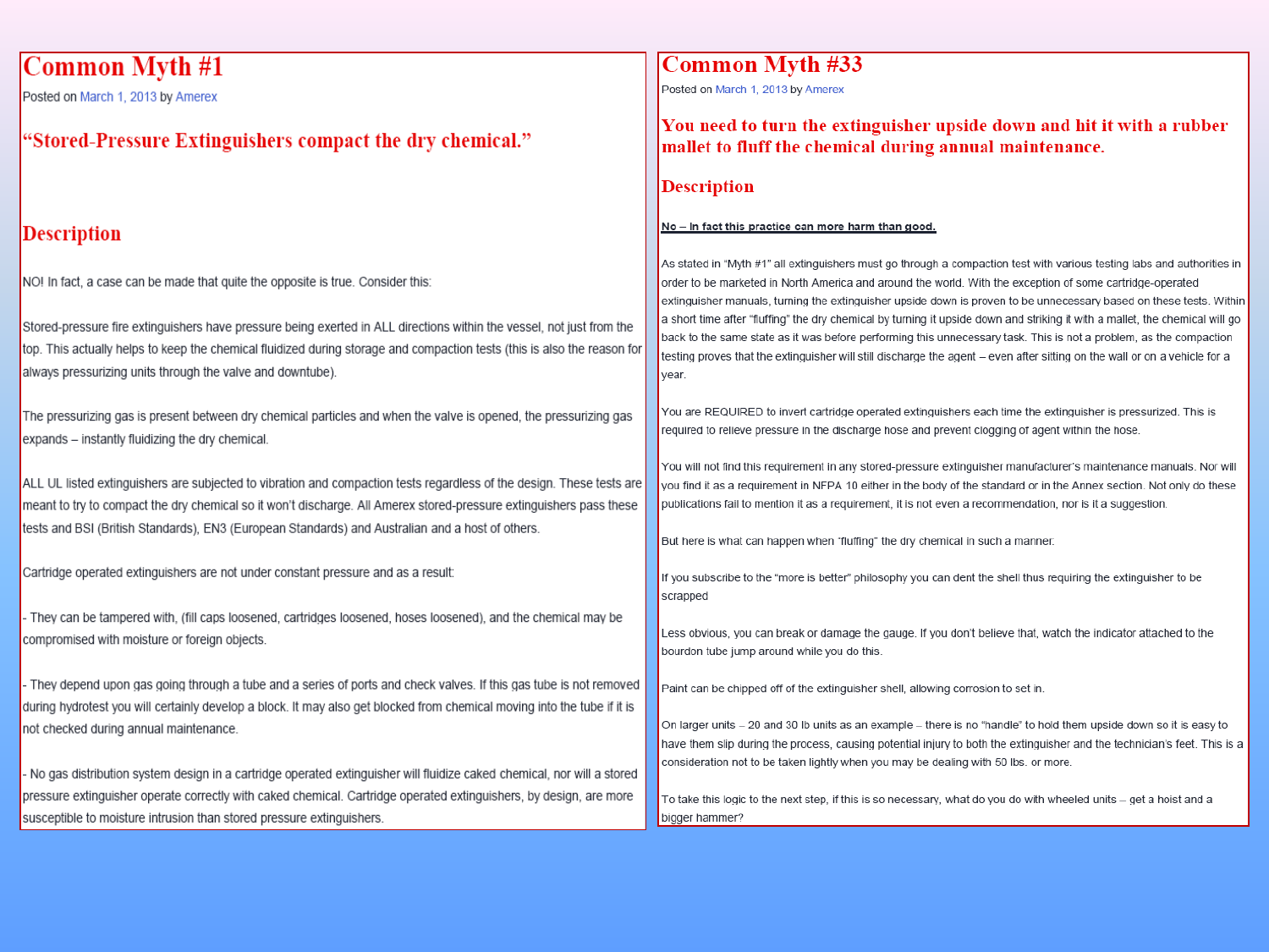# Common Myth #1

Posted on March 1, 2013 by Amerex

## "Stored-Pressure Extinguishers compact the dry chemical."

## Description

NO! In fact, a case can be made that quite the opposite is true. Consider this:

Stored-pressure fire extinguishers have pressure being exerted in ALL directions within the vessel, not just from the top. This actually helps to keep the chemical fluidized during storage and compaction tests (this is also the reason for always pressurizing units through the valve and downtube).

The pressurizing gas is present between dry chemical particles and when the valve is opened, the pressurizing gas expands – instantly fluidizing the dry chemical.

ALL UL listed extinguishers are subjected to vibration and compaction tests regardless of the design. These tests are meant to try to compact the dry chemical so it won't discharge. All Amerex stored-pressure extinguishers pass these tests and BSI (British Standards), EN3 (European Standards) and Australian and a host of others.

Cartridge operated extinguishers are not under constant pressure and as a result:

- They can be tampered with, (fill caps loosened, cartridges loosened, hoses loosened), and the chemical may be compromised with moisture or foreign objects.

- They depend upon gas going through a tube and a series of ports and check valves. If this gas tube is not removed during hydrotest you will certainly develop a block. It may also get blocked from chemical moving into the tube if it is not checked during annual maintenance.

- No gas distribution system design in a cartridge operated extinguisher will fluidize caked chemical, nor will a stored pressure extinguisher operate correctly with caked chemical. Cartridge operated extinguishers, by design, are more susceptible to moisture intrusion than stored pressure extinguishers.

# Common Myth #33

Posted on March 1, 2013 by Amerex

## You need to turn the extinguisher upside down and hit it with a rubber mallet to fluff the chemical during annual maintenance.

## Description

**No – In fact this practice can more harm than good.**

As stated in "Myth #1" all extinguishers must go through a compaction test with various testing labs and authorities in order to be marketed in North America and around the world. With the exception of some cartridge-operated extinguisher manuals, turning the extinguisher upside down is proven to be unnecessary based on these tests. Within a short time after "fluffing" the dry chemical by turning it upside down and striking it with a mallet, the chemical will go back to the same state as it was before performing this unnecessary task. This is not a problem, as the compaction testing proves that the extinguisher will still discharge the agent – even after sitting on the wall or on a vehicle for a year.

You are REQUIRED to invert cartridge operated extinguishers each time the extinguisher is pressurized. This is required to relieve pressure in the discharge hose and prevent clogging of agent within the hose.

You will not find this requirement in any stored-pressure extinguisher manufacturer's maintenance manuals. Nor will you find it as a requirement in NFPA 10 either in the body of the standard or in the Annex section. Not only do these publications fail to mention it as a requirement, it is not even a recommendation, nor is it a suggestion.

But here is what can happen when "fluffing" the dry chemical in such a manner.

If you subscribe to the "more is better" philosophy you can dent the shell thus requiring the extinguisher to be scrapped

Less obvious, you can break or damage the gauge. If you don't believe that, watch the indicator attached to the bourdon tube jump around while you do this.

Paint can be chipped off of the extinguisher shell, allowing corrosion to set in.

On larger units – 20 and 30 lb units as an example – there is no "handle" to hold them upside down so it is easy to have them slip during the process, causing potential injury to both the extinguisher and the technician's feet. This is a consideration not to be taken lightly when you may be dealing with 50 lbs. or more.

To take this logic to the next step, if this is so necessary, what do you do with wheeled units – get a hoist and a bigger hammer?